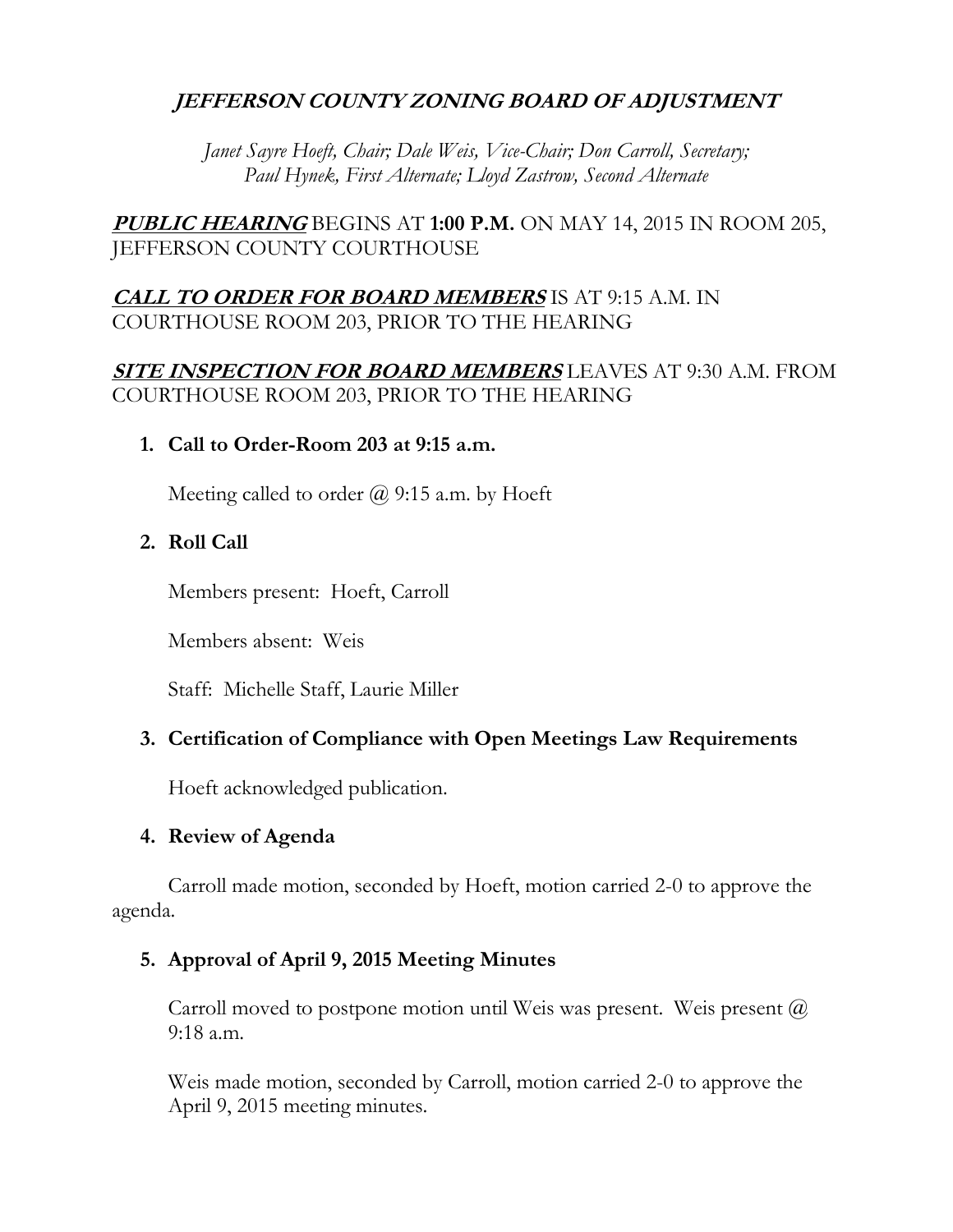# *JEFFERSON COUNTY ZONING BOARD OF ADJUSTMENT*

*Janet Sayre Hoeft, Chair; Dale Weis, Vice-Chair; Don Carroll, Secretary; Paul Hynek, First Alternate; Lloyd Zastrow, Second Alternate*

***PUBLIC HEARING*** BEGINS AT **1:00 P.M.** ON MAY 14, 2015 IN ROOM 205, JEFFERSON COUNTY COURTHOUSE

***CALL TO ORDER FOR BOARD MEMBERS*** IS AT 9:15 A.M. IN COURTHOUSE ROOM 203, PRIOR TO THE HEARING

***SITE INSPECTION FOR BOARD MEMBERS*** LEAVES AT 9:30 A.M. FROM COURTHOUSE ROOM 203, PRIOR TO THE HEARING

1. **Call to Order-Room 203 at 9:15 a.m.**

   Meeting called to order @ 9:15 a.m. by Hoeft

2. **Roll Call**

   Members present: Hoeft, Carroll

   Members absent: Weis

   Staff: Michelle Staff, Laurie Miller

3. **Certification of Compliance with Open Meetings Law Requirements**

   Hoeft acknowledged publication.

4. **Review of Agenda**

   Carroll made motion, seconded by Hoeft, motion carried 2-0 to approve the agenda.

5. **Approval of April 9, 2015 Meeting Minutes**

   Carroll moved to postpone motion until Weis was present. Weis present @ 9:18 a.m.

   Weis made motion, seconded by Carroll, motion carried 2-0 to approve the April 9, 2015 meeting minutes.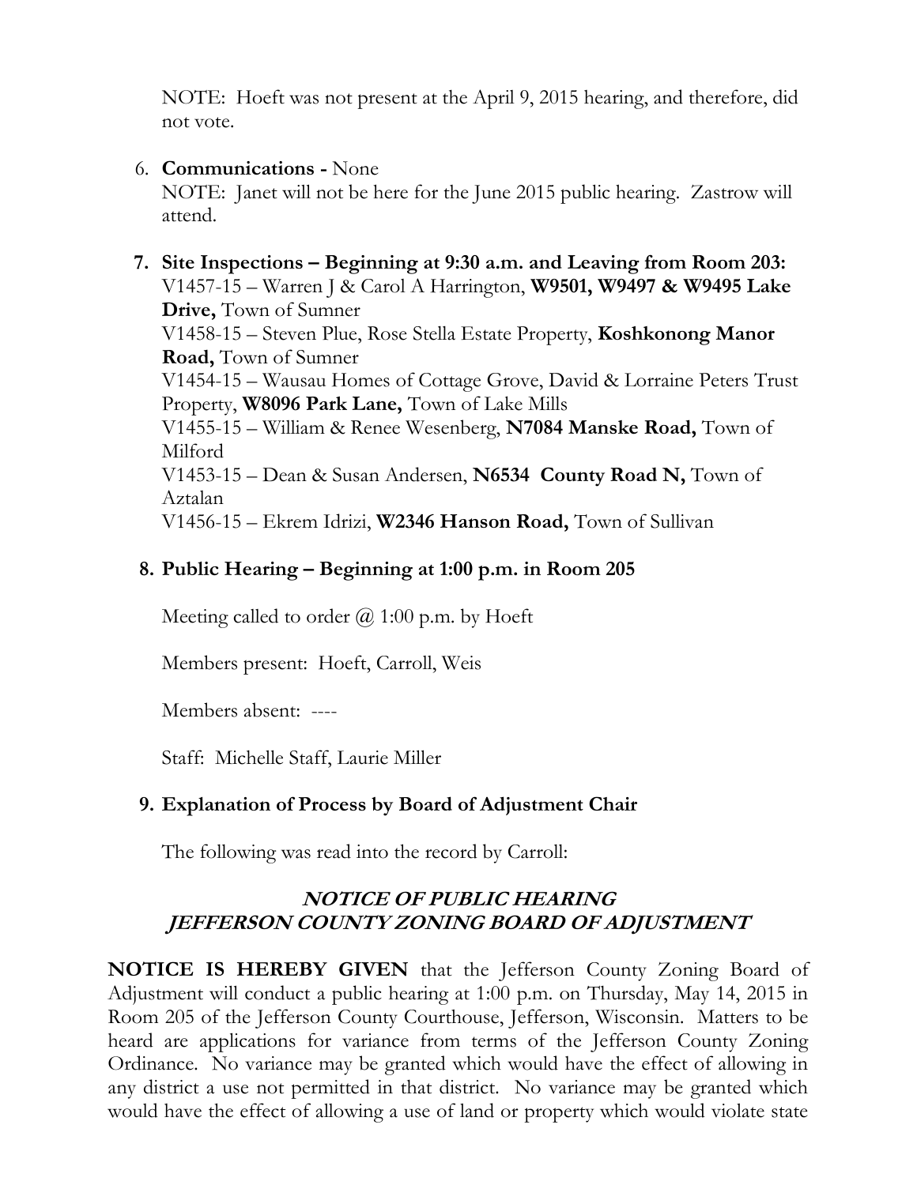NOTE: Hoeft was not present at the April 9, 2015 hearing, and therefore, did not vote.

6. **Communications -** None

   NOTE: Janet will not be here for the June 2015 public hearing. Zastrow will attend.

7. **Site Inspections – Beginning at 9:30 a.m. and Leaving from Room 203:**

   V1457-15 – Warren J & Carol A Harrington, **W9501, W9497 & W9495 Lake Drive,** Town of Sumner

   V1458-15 – Steven Plue, Rose Stella Estate Property, **Koshkonong Manor Road,** Town of Sumner

   V1454-15 – Wausau Homes of Cottage Grove, David & Lorraine Peters Trust Property, **W8096 Park Lane,** Town of Lake Mills

   V1455-15 – William & Renee Wesenberg, **N7084 Manske Road,** Town of Milford

   V1453-15 – Dean & Susan Andersen, **N6534 County Road N,** Town of Aztalan

   V1456-15 – Ekrem Idrizi, **W2346 Hanson Road,** Town of Sullivan

8. **Public Hearing – Beginning at 1:00 p.m. in Room 205**

   Meeting called to order @ 1:00 p.m. by Hoeft

   Members present: Hoeft, Carroll, Weis

   Members absent: ----

   Staff: Michelle Staff, Laurie Miller

9. **Explanation of Process by Board of Adjustment Chair**

   The following was read into the record by Carroll:

### *NOTICE OF PUBLIC HEARING*
### *JEFFERSON COUNTY ZONING BOARD OF ADJUSTMENT*

**NOTICE IS HEREBY GIVEN** that the Jefferson County Zoning Board of Adjustment will conduct a public hearing at 1:00 p.m. on Thursday, May 14, 2015 in Room 205 of the Jefferson County Courthouse, Jefferson, Wisconsin. Matters to be heard are applications for variance from terms of the Jefferson County Zoning Ordinance. No variance may be granted which would have the effect of allowing in any district a use not permitted in that district. No variance may be granted which would have the effect of allowing a use of land or property which would violate state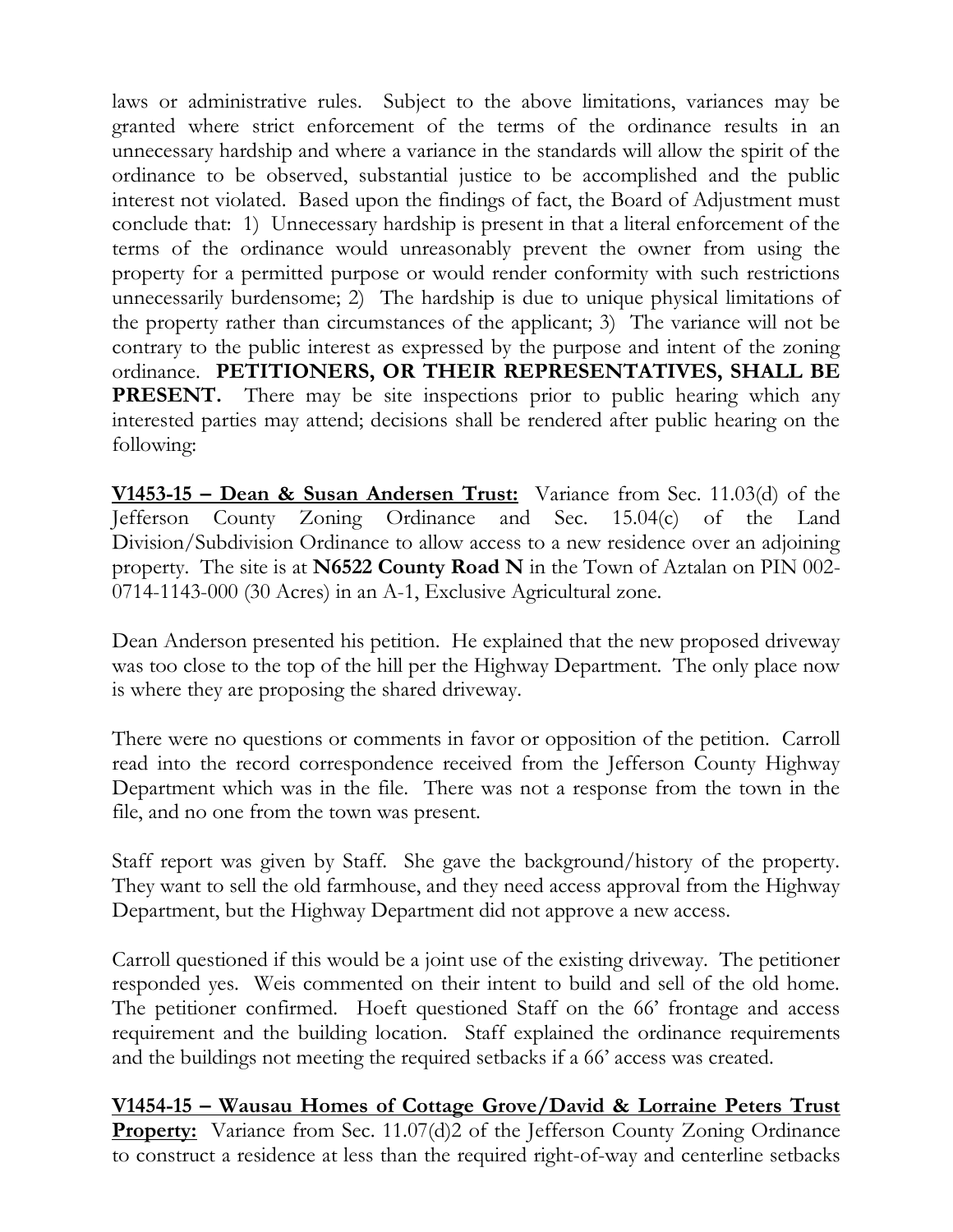laws or administrative rules. Subject to the above limitations, variances may be granted where strict enforcement of the terms of the ordinance results in an unnecessary hardship and where a variance in the standards will allow the spirit of the ordinance to be observed, substantial justice to be accomplished and the public interest not violated. Based upon the findings of fact, the Board of Adjustment must conclude that: 1) Unnecessary hardship is present in that a literal enforcement of the terms of the ordinance would unreasonably prevent the owner from using the property for a permitted purpose or would render conformity with such restrictions unnecessarily burdensome; 2) The hardship is due to unique physical limitations of the property rather than circumstances of the applicant; 3) The variance will not be contrary to the public interest as expressed by the purpose and intent of the zoning ordinance. **PETITIONERS, OR THEIR REPRESENTATIVES, SHALL BE PRESENT.** There may be site inspections prior to public hearing which any interested parties may attend; decisions shall be rendered after public hearing on the following:

**V1453-15 – Dean & Susan Andersen Trust:** Variance from Sec. 11.03(d) of the Jefferson County Zoning Ordinance and Sec. 15.04(c) of the Land Division/Subdivision Ordinance to allow access to a new residence over an adjoining property. The site is at **N6522 County Road N** in the Town of Aztalan on PIN 002-0714-1143-000 (30 Acres) in an A-1, Exclusive Agricultural zone.

Dean Anderson presented his petition. He explained that the new proposed driveway was too close to the top of the hill per the Highway Department. The only place now is where they are proposing the shared driveway.

There were no questions or comments in favor or opposition of the petition. Carroll read into the record correspondence received from the Jefferson County Highway Department which was in the file. There was not a response from the town in the file, and no one from the town was present.

Staff report was given by Staff. She gave the background/history of the property. They want to sell the old farmhouse, and they need access approval from the Highway Department, but the Highway Department did not approve a new access.

Carroll questioned if this would be a joint use of the existing driveway. The petitioner responded yes. Weis commented on their intent to build and sell of the old home. The petitioner confirmed. Hoeft questioned Staff on the 66' frontage and access requirement and the building location. Staff explained the ordinance requirements and the buildings not meeting the required setbacks if a 66' access was created.

**V1454-15 – Wausau Homes of Cottage Grove/David & Lorraine Peters Trust Property:** Variance from Sec. 11.07(d)2 of the Jefferson County Zoning Ordinance to construct a residence at less than the required right-of-way and centerline setbacks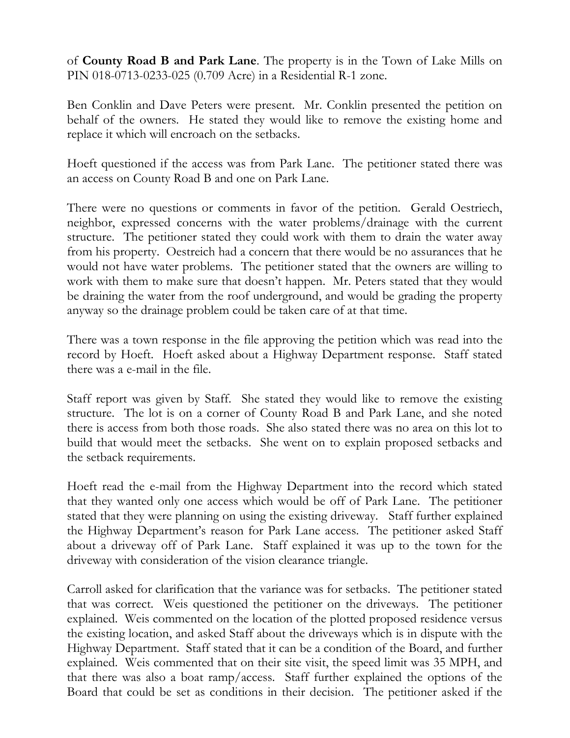of **County Road B and Park Lane**. The property is in the Town of Lake Mills on PIN 018-0713-0233-025 (0.709 Acre) in a Residential R-1 zone.

Ben Conklin and Dave Peters were present. Mr. Conklin presented the petition on behalf of the owners. He stated they would like to remove the existing home and replace it which will encroach on the setbacks.

Hoeft questioned if the access was from Park Lane. The petitioner stated there was an access on County Road B and one on Park Lane.

There were no questions or comments in favor of the petition. Gerald Oestriech, neighbor, expressed concerns with the water problems/drainage with the current structure. The petitioner stated they could work with them to drain the water away from his property. Oestreich had a concern that there would be no assurances that he would not have water problems. The petitioner stated that the owners are willing to work with them to make sure that doesn't happen. Mr. Peters stated that they would be draining the water from the roof underground, and would be grading the property anyway so the drainage problem could be taken care of at that time.

There was a town response in the file approving the petition which was read into the record by Hoeft. Hoeft asked about a Highway Department response. Staff stated there was a e-mail in the file.

Staff report was given by Staff. She stated they would like to remove the existing structure. The lot is on a corner of County Road B and Park Lane, and she noted there is access from both those roads. She also stated there was no area on this lot to build that would meet the setbacks. She went on to explain proposed setbacks and the setback requirements.

Hoeft read the e-mail from the Highway Department into the record which stated that they wanted only one access which would be off of Park Lane. The petitioner stated that they were planning on using the existing driveway. Staff further explained the Highway Department's reason for Park Lane access. The petitioner asked Staff about a driveway off of Park Lane. Staff explained it was up to the town for the driveway with consideration of the vision clearance triangle.

Carroll asked for clarification that the variance was for setbacks. The petitioner stated that was correct. Weis questioned the petitioner on the driveways. The petitioner explained. Weis commented on the location of the plotted proposed residence versus the existing location, and asked Staff about the driveways which is in dispute with the Highway Department. Staff stated that it can be a condition of the Board, and further explained. Weis commented that on their site visit, the speed limit was 35 MPH, and that there was also a boat ramp/access. Staff further explained the options of the Board that could be set as conditions in their decision. The petitioner asked if the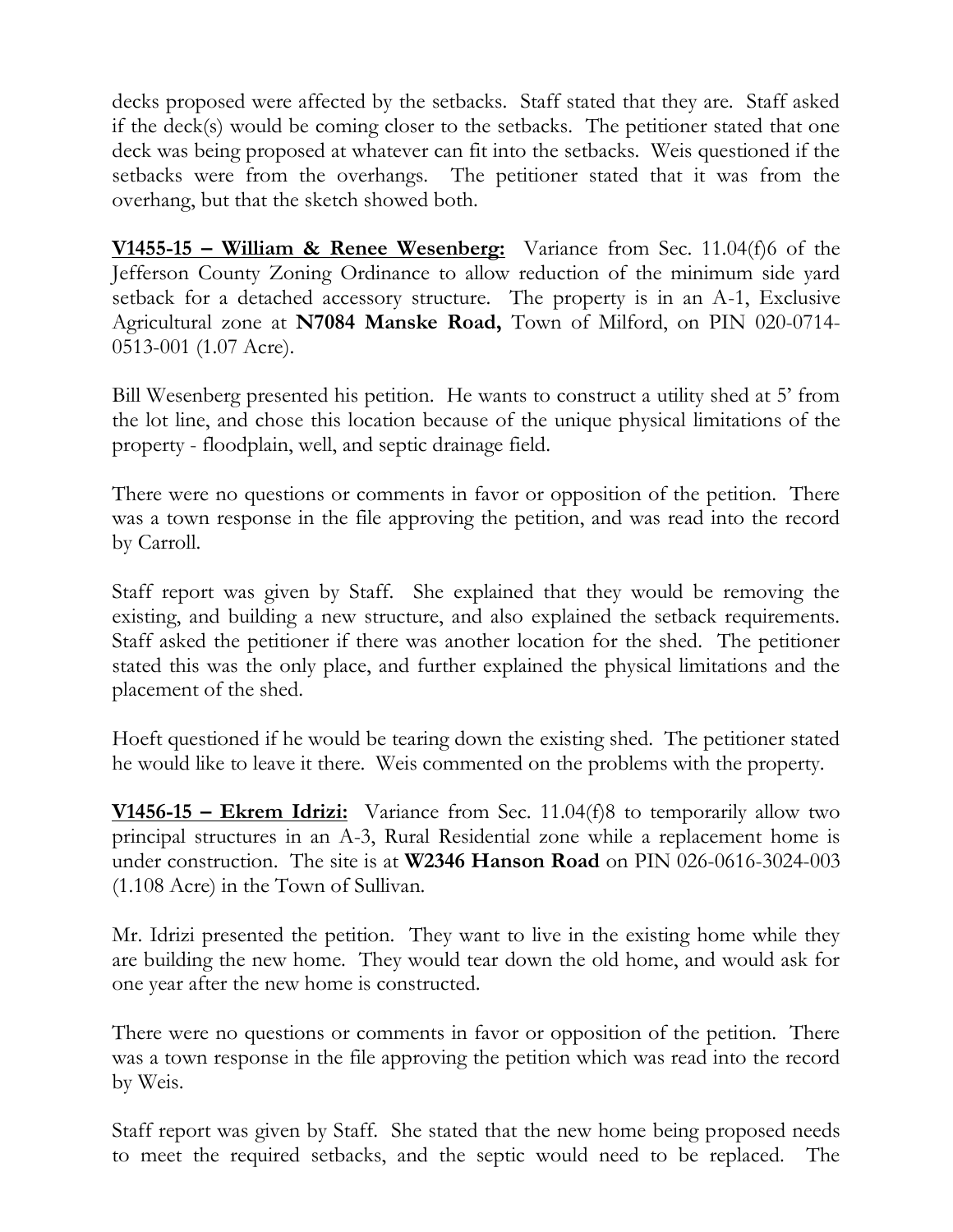decks proposed were affected by the setbacks. Staff stated that they are. Staff asked if the deck(s) would be coming closer to the setbacks. The petitioner stated that one deck was being proposed at whatever can fit into the setbacks. Weis questioned if the setbacks were from the overhangs. The petitioner stated that it was from the overhang, but that the sketch showed both.

**V1455-15 – William & Renee Wesenberg:** Variance from Sec. 11.04(f)6 of the Jefferson County Zoning Ordinance to allow reduction of the minimum side yard setback for a detached accessory structure. The property is in an A-1, Exclusive Agricultural zone at **N7084 Manske Road,** Town of Milford, on PIN 020-0714-0513-001 (1.07 Acre).

Bill Wesenberg presented his petition. He wants to construct a utility shed at 5' from the lot line, and chose this location because of the unique physical limitations of the property - floodplain, well, and septic drainage field.

There were no questions or comments in favor or opposition of the petition. There was a town response in the file approving the petition, and was read into the record by Carroll.

Staff report was given by Staff. She explained that they would be removing the existing, and building a new structure, and also explained the setback requirements. Staff asked the petitioner if there was another location for the shed. The petitioner stated this was the only place, and further explained the physical limitations and the placement of the shed.

Hoeft questioned if he would be tearing down the existing shed. The petitioner stated he would like to leave it there. Weis commented on the problems with the property.

**V1456-15 – Ekrem Idrizi:** Variance from Sec. 11.04(f)8 to temporarily allow two principal structures in an A-3, Rural Residential zone while a replacement home is under construction. The site is at **W2346 Hanson Road** on PIN 026-0616-3024-003 (1.108 Acre) in the Town of Sullivan.

Mr. Idrizi presented the petition. They want to live in the existing home while they are building the new home. They would tear down the old home, and would ask for one year after the new home is constructed.

There were no questions or comments in favor or opposition of the petition. There was a town response in the file approving the petition which was read into the record by Weis.

Staff report was given by Staff. She stated that the new home being proposed needs to meet the required setbacks, and the septic would need to be replaced. The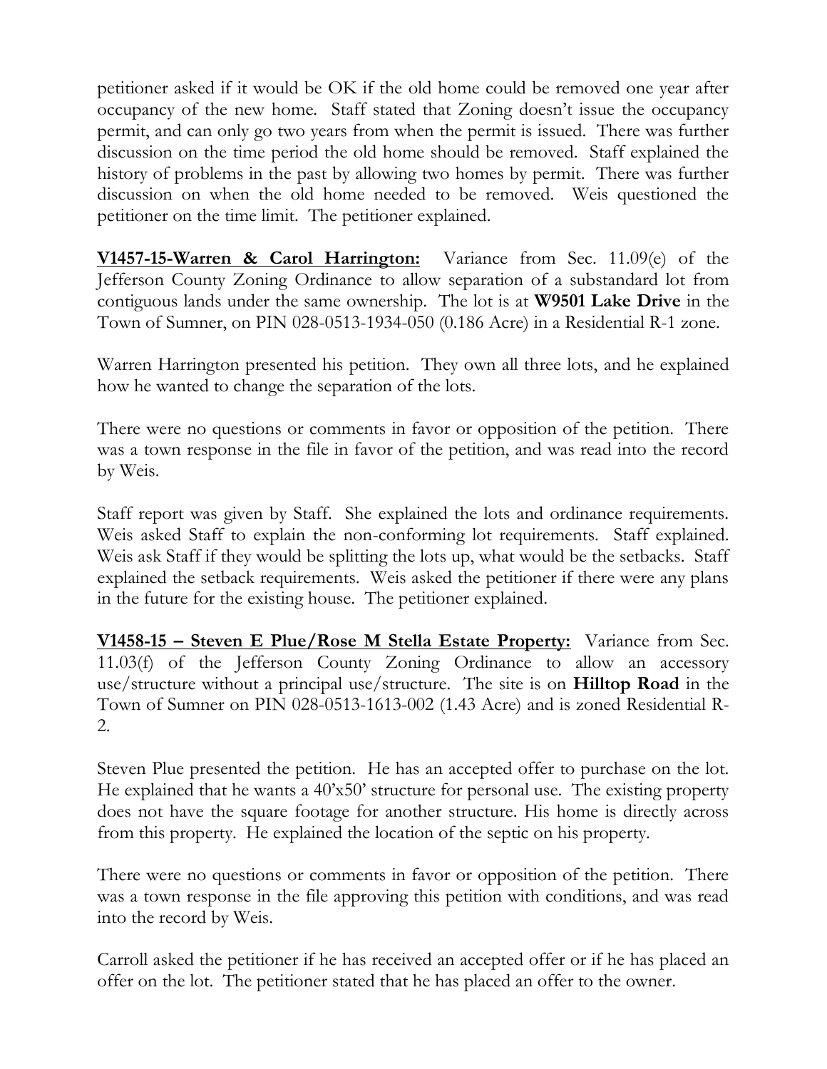petitioner asked if it would be OK if the old home could be removed one year after occupancy of the new home. Staff stated that Zoning doesn't issue the occupancy permit, and can only go two years from when the permit is issued. There was further discussion on the time period the old home should be removed. Staff explained the history of problems in the past by allowing two homes by permit. There was further discussion on when the old home needed to be removed. Weis questioned the petitioner on the time limit. The petitioner explained.

**<u>V1457-15-Warren & Carol Harrington:</u>** Variance from Sec. 11.09(e) of the Jefferson County Zoning Ordinance to allow separation of a substandard lot from contiguous lands under the same ownership. The lot is at **W9501 Lake Drive** in the Town of Sumner, on PIN 028-0513-1934-050 (0.186 Acre) in a Residential R-1 zone.

Warren Harrington presented his petition. They own all three lots, and he explained how he wanted to change the separation of the lots.

There were no questions or comments in favor or opposition of the petition. There was a town response in the file in favor of the petition, and was read into the record by Weis.

Staff report was given by Staff. She explained the lots and ordinance requirements. Weis asked Staff to explain the non-conforming lot requirements. Staff explained. Weis ask Staff if they would be splitting the lots up, what would be the setbacks. Staff explained the setback requirements. Weis asked the petitioner if there were any plans in the future for the existing house. The petitioner explained.

**<u>V1458-15 – Steven E Plue/Rose M Stella Estate Property:</u>** Variance from Sec. 11.03(f) of the Jefferson County Zoning Ordinance to allow an accessory use/structure without a principal use/structure. The site is on **Hilltop Road** in the Town of Sumner on PIN 028-0513-1613-002 (1.43 Acre) and is zoned Residential R-2.

Steven Plue presented the petition. He has an accepted offer to purchase on the lot. He explained that he wants a 40'x50' structure for personal use. The existing property does not have the square footage for another structure. His home is directly across from this property. He explained the location of the septic on his property.

There were no questions or comments in favor or opposition of the petition. There was a town response in the file approving this petition with conditions, and was read into the record by Weis.

Carroll asked the petitioner if he has received an accepted offer or if he has placed an offer on the lot. The petitioner stated that he has placed an offer to the owner.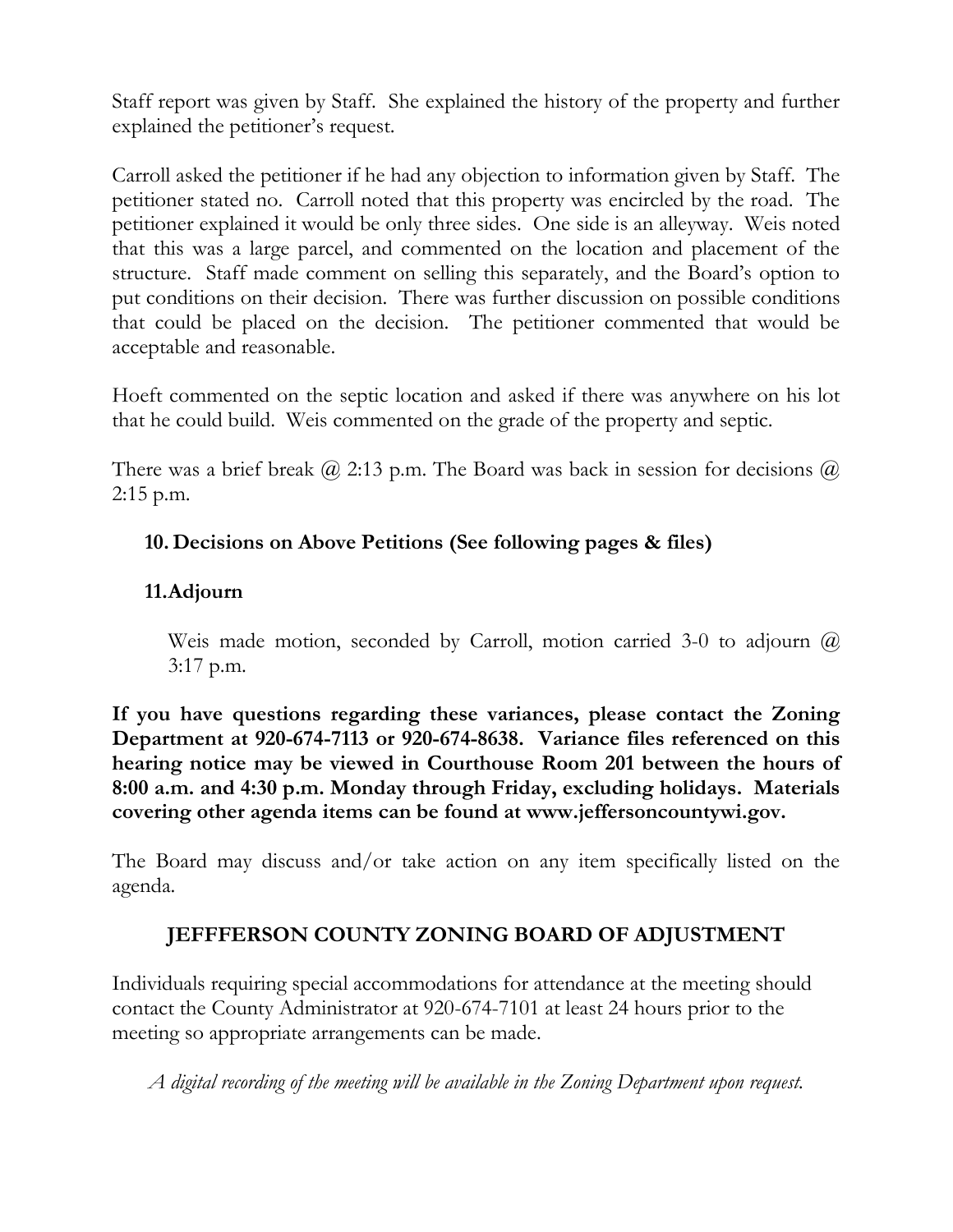Staff report was given by Staff. She explained the history of the property and further explained the petitioner's request.

Carroll asked the petitioner if he had any objection to information given by Staff. The petitioner stated no. Carroll noted that this property was encircled by the road. The petitioner explained it would be only three sides. One side is an alleyway. Weis noted that this was a large parcel, and commented on the location and placement of the structure. Staff made comment on selling this separately, and the Board's option to put conditions on their decision. There was further discussion on possible conditions that could be placed on the decision. The petitioner commented that would be acceptable and reasonable.

Hoeft commented on the septic location and asked if there was anywhere on his lot that he could build. Weis commented on the grade of the property and septic.

There was a brief break @ 2:13 p.m. The Board was back in session for decisions @ 2:15 p.m.

**10. Decisions on Above Petitions (See following pages & files)**

**11. Adjourn**

Weis made motion, seconded by Carroll, motion carried 3-0 to adjourn @ 3:17 p.m.

**If you have questions regarding these variances, please contact the Zoning Department at 920-674-7113 or 920-674-8638. Variance files referenced on this hearing notice may be viewed in Courthouse Room 201 between the hours of 8:00 a.m. and 4:30 p.m. Monday through Friday, excluding holidays. Materials covering other agenda items can be found at www.jeffersoncountywi.gov.**

The Board may discuss and/or take action on any item specifically listed on the agenda.

## JEFFFERSON COUNTY ZONING BOARD OF ADJUSTMENT

Individuals requiring special accommodations for attendance at the meeting should contact the County Administrator at 920-674-7101 at least 24 hours prior to the meeting so appropriate arrangements can be made.

*A digital recording of the meeting will be available in the Zoning Department upon request.*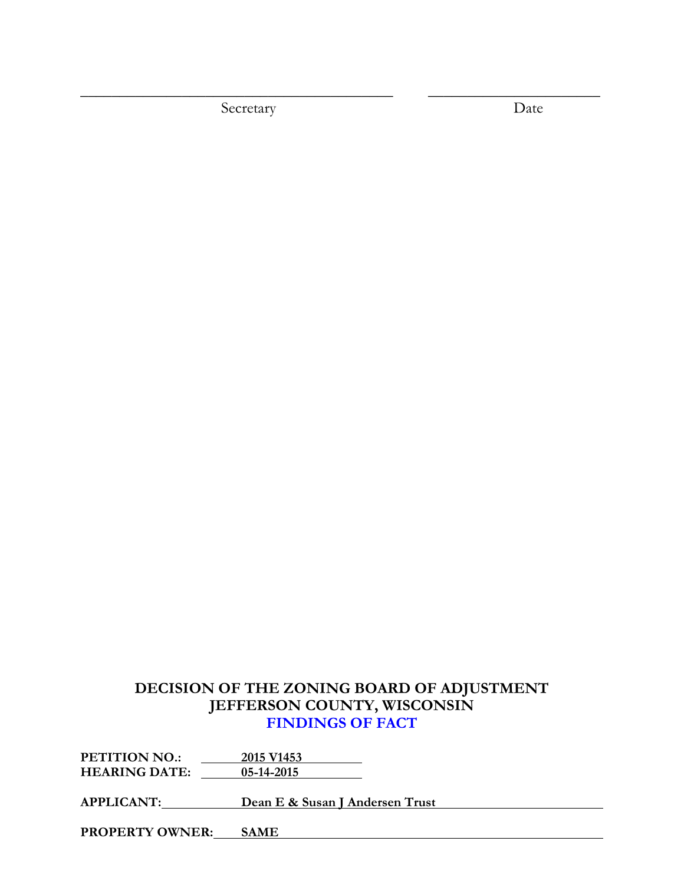\_\_\_\_\_\_\_\_\_\_\_\_\_\_\_\_\_\_\_\_\_\_\_\_\_\_\_\_\_\_\_\_\_\_\_\_\_\_\_\_ \_\_\_\_\_\_\_\_\_\_\_\_\_\_\_\_\_\_\_\_\_\_\_\_

Secretary Date

# DECISION OF THE ZONING BOARD OF ADJUSTMENT
# JEFFERSON COUNTY, WISCONSIN
## FINDINGS OF FACT

**PETITION NO.:** 2015 V1453
**HEARING DATE:** 05-14-2015

**APPLICANT:** Dean E & Susan J Andersen Trust

**PROPERTY OWNER:** SAME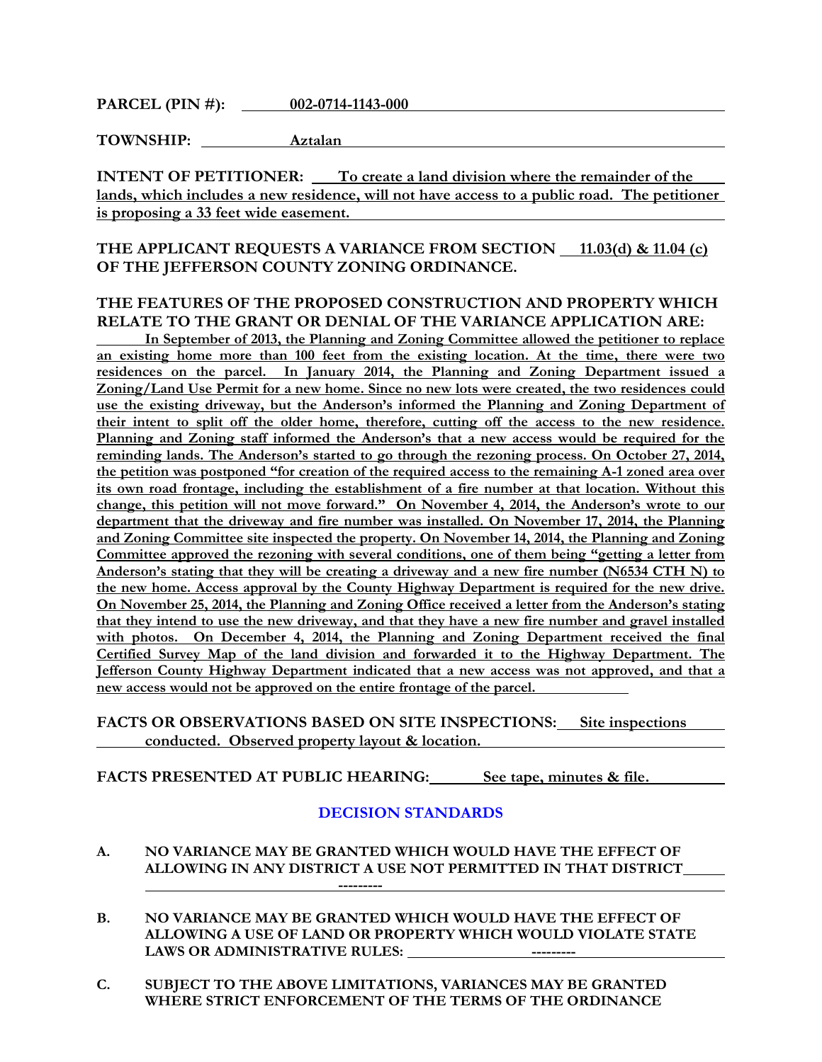**PARCEL (PIN #):** 002-0714-1143-000

**TOWNSHIP:** Aztalan

**INTENT OF PETITIONER:** To create a land division where the remainder of the lands, which includes a new residence, will not have access to a public road. The petitioner is proposing a 33 feet wide easement.

**THE APPLICANT REQUESTS A VARIANCE FROM SECTION** 11.03(d) & 11.04 (c) **OF THE JEFFERSON COUNTY ZONING ORDINANCE.**

**THE FEATURES OF THE PROPOSED CONSTRUCTION AND PROPERTY WHICH RELATE TO THE GRANT OR DENIAL OF THE VARIANCE APPLICATION ARE:**

In September of 2013, the Planning and Zoning Committee allowed the petitioner to replace an existing home more than 100 feet from the existing location. At the time, there were two residences on the parcel. In January 2014, the Planning and Zoning Department issued a Zoning/Land Use Permit for a new home. Since no new lots were created, the two residences could use the existing driveway, but the Anderson's informed the Planning and Zoning Department of their intent to split off the older home, therefore, cutting off the access to the new residence. Planning and Zoning staff informed the Anderson's that a new access would be required for the reminding lands. The Anderson's started to go through the rezoning process. On October 27, 2014, the petition was postponed "for creation of the required access to the remaining A-1 zoned area over its own road frontage, including the establishment of a fire number at that location. Without this change, this petition will not move forward." On November 4, 2014, the Anderson's wrote to our department that the driveway and fire number was installed. On November 17, 2014, the Planning and Zoning Committee site inspected the property. On November 14, 2014, the Planning and Zoning Committee approved the rezoning with several conditions, one of them being "getting a letter from Anderson's stating that they will be creating a driveway and a new fire number (N6534 CTH N) to the new home. Access approval by the County Highway Department is required for the new drive. On November 25, 2014, the Planning and Zoning Office received a letter from the Anderson's stating that they intend to use the new driveway, and that they have a new fire number and gravel installed with photos. On December 4, 2014, the Planning and Zoning Department received the final Certified Survey Map of the land division and forwarded it to the Highway Department. The Jefferson County Highway Department indicated that a new access was not approved, and that a new access would not be approved on the entire frontage of the parcel.

**FACTS OR OBSERVATIONS BASED ON SITE INSPECTIONS:** Site inspections conducted. Observed property layout & location.

**FACTS PRESENTED AT PUBLIC HEARING:** See tape, minutes & file.

## DECISION STANDARDS

**A. NO VARIANCE MAY BE GRANTED WHICH WOULD HAVE THE EFFECT OF ALLOWING IN ANY DISTRICT A USE NOT PERMITTED IN THAT DISTRICT**

---------

**B. NO VARIANCE MAY BE GRANTED WHICH WOULD HAVE THE EFFECT OF ALLOWING A USE OF LAND OR PROPERTY WHICH WOULD VIOLATE STATE LAWS OR ADMINISTRATIVE RULES:** ---------

**C. SUBJECT TO THE ABOVE LIMITATIONS, VARIANCES MAY BE GRANTED WHERE STRICT ENFORCEMENT OF THE TERMS OF THE ORDINANCE**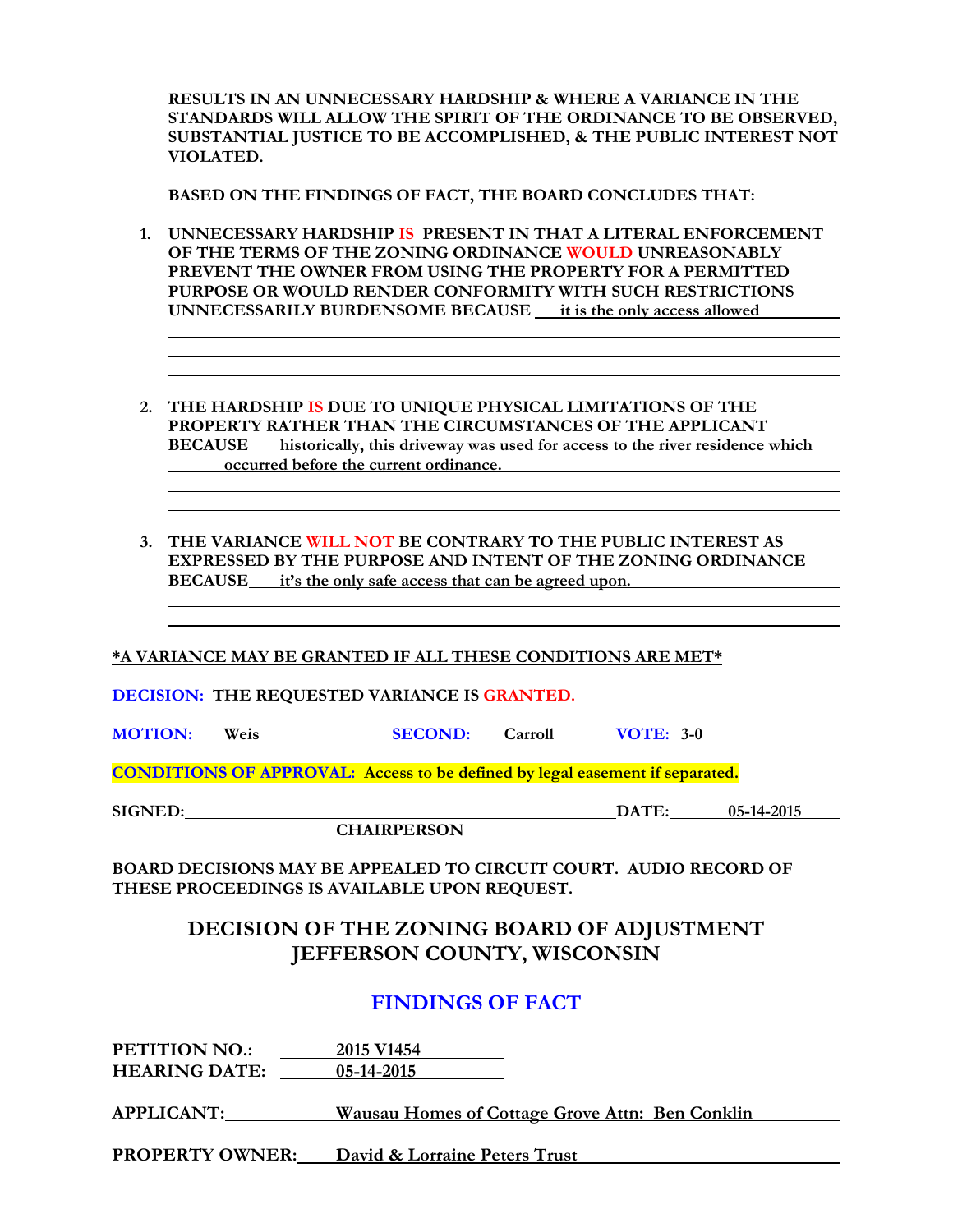**RESULTS IN AN UNNECESSARY HARDSHIP & WHERE A VARIANCE IN THE STANDARDS WILL ALLOW THE SPIRIT OF THE ORDINANCE TO BE OBSERVED, SUBSTANTIAL JUSTICE TO BE ACCOMPLISHED, & THE PUBLIC INTEREST NOT VIOLATED.**

**BASED ON THE FINDINGS OF FACT, THE BOARD CONCLUDES THAT:**

1. **UNNECESSARY HARDSHIP IS PRESENT IN THAT A LITERAL ENFORCEMENT OF THE TERMS OF THE ZONING ORDINANCE WOULD UNREASONABLY PREVENT THE OWNER FROM USING THE PROPERTY FOR A PERMITTED PURPOSE OR WOULD RENDER CONFORMITY WITH SUCH RESTRICTIONS UNNECESSARILY BURDENSOME BECAUSE** it is the only access allowed

2. **THE HARDSHIP IS DUE TO UNIQUE PHYSICAL LIMITATIONS OF THE PROPERTY RATHER THAN THE CIRCUMSTANCES OF THE APPLICANT BECAUSE** historically, this driveway was used for access to the river residence which occurred before the current ordinance.

3. **THE VARIANCE WILL NOT BE CONTRARY TO THE PUBLIC INTEREST AS EXPRESSED BY THE PURPOSE AND INTENT OF THE ZONING ORDINANCE BECAUSE** it's the only safe access that can be agreed upon.

**\*A VARIANCE MAY BE GRANTED IF ALL THESE CONDITIONS ARE MET\***

**DECISION: THE REQUESTED VARIANCE IS GRANTED.**

**MOTION:** Weis **SECOND:** Carroll **VOTE:** 3-0

**CONDITIONS OF APPROVAL: Access to be defined by legal easement if separated.**

**SIGNED:** ______________________ **DATE:** 05-14-2015
**CHAIRPERSON**

**BOARD DECISIONS MAY BE APPEALED TO CIRCUIT COURT. AUDIO RECORD OF THESE PROCEEDINGS IS AVAILABLE UPON REQUEST.**

## DECISION OF THE ZONING BOARD OF ADJUSTMENT JEFFERSON COUNTY, WISCONSIN

## FINDINGS OF FACT

**PETITION NO.:** 2015 V1454
**HEARING DATE:** 05-14-2015

**APPLICANT:** Wausau Homes of Cottage Grove Attn: Ben Conklin

**PROPERTY OWNER:** David & Lorraine Peters Trust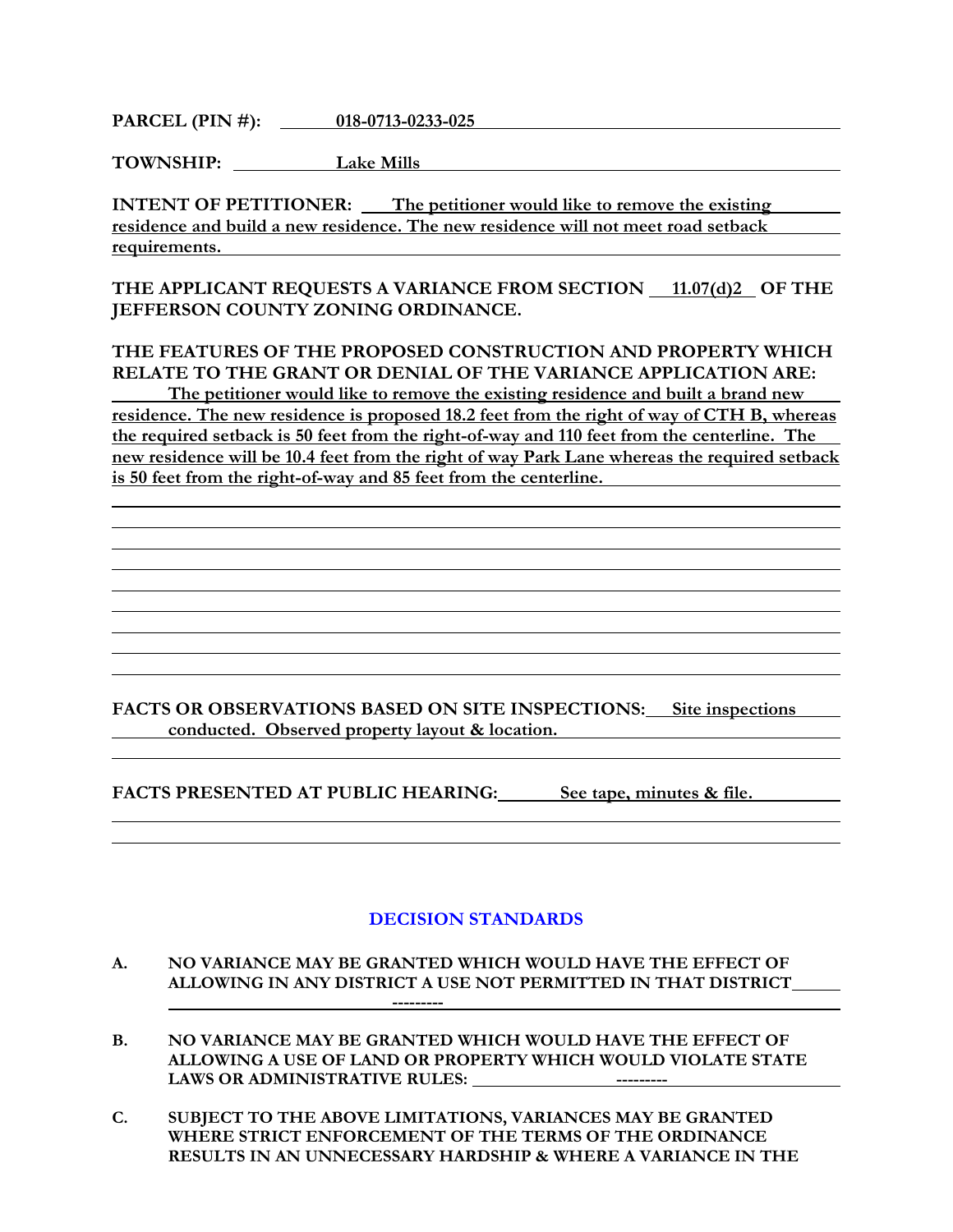**PARCEL (PIN #):** 018-0713-0233-025

**TOWNSHIP:** Lake Mills

**INTENT OF PETITIONER:** The petitioner would like to remove the existing residence and build a new residence. The new residence will not meet road setback requirements.

**THE APPLICANT REQUESTS A VARIANCE FROM SECTION** 11.07(d)2 **OF THE JEFFERSON COUNTY ZONING ORDINANCE.**

**THE FEATURES OF THE PROPOSED CONSTRUCTION AND PROPERTY WHICH RELATE TO THE GRANT OR DENIAL OF THE VARIANCE APPLICATION ARE:**

The petitioner would like to remove the existing residence and built a brand new residence. The new residence is proposed 18.2 feet from the right of way of CTH B, whereas the required setback is 50 feet from the right-of-way and 110 feet from the centerline. The new residence will be 10.4 feet from the right of way Park Lane whereas the required setback is 50 feet from the right-of-way and 85 feet from the centerline.

**FACTS OR OBSERVATIONS BASED ON SITE INSPECTIONS:** Site inspections conducted. Observed property layout & location.

**FACTS PRESENTED AT PUBLIC HEARING:** See tape, minutes & file.

## DECISION STANDARDS

**A. NO VARIANCE MAY BE GRANTED WHICH WOULD HAVE THE EFFECT OF ALLOWING IN ANY DISTRICT A USE NOT PERMITTED IN THAT DISTRICT**

---------

**B. NO VARIANCE MAY BE GRANTED WHICH WOULD HAVE THE EFFECT OF ALLOWING A USE OF LAND OR PROPERTY WHICH WOULD VIOLATE STATE LAWS OR ADMINISTRATIVE RULES:** ---------

**C. SUBJECT TO THE ABOVE LIMITATIONS, VARIANCES MAY BE GRANTED WHERE STRICT ENFORCEMENT OF THE TERMS OF THE ORDINANCE RESULTS IN AN UNNECESSARY HARDSHIP & WHERE A VARIANCE IN THE**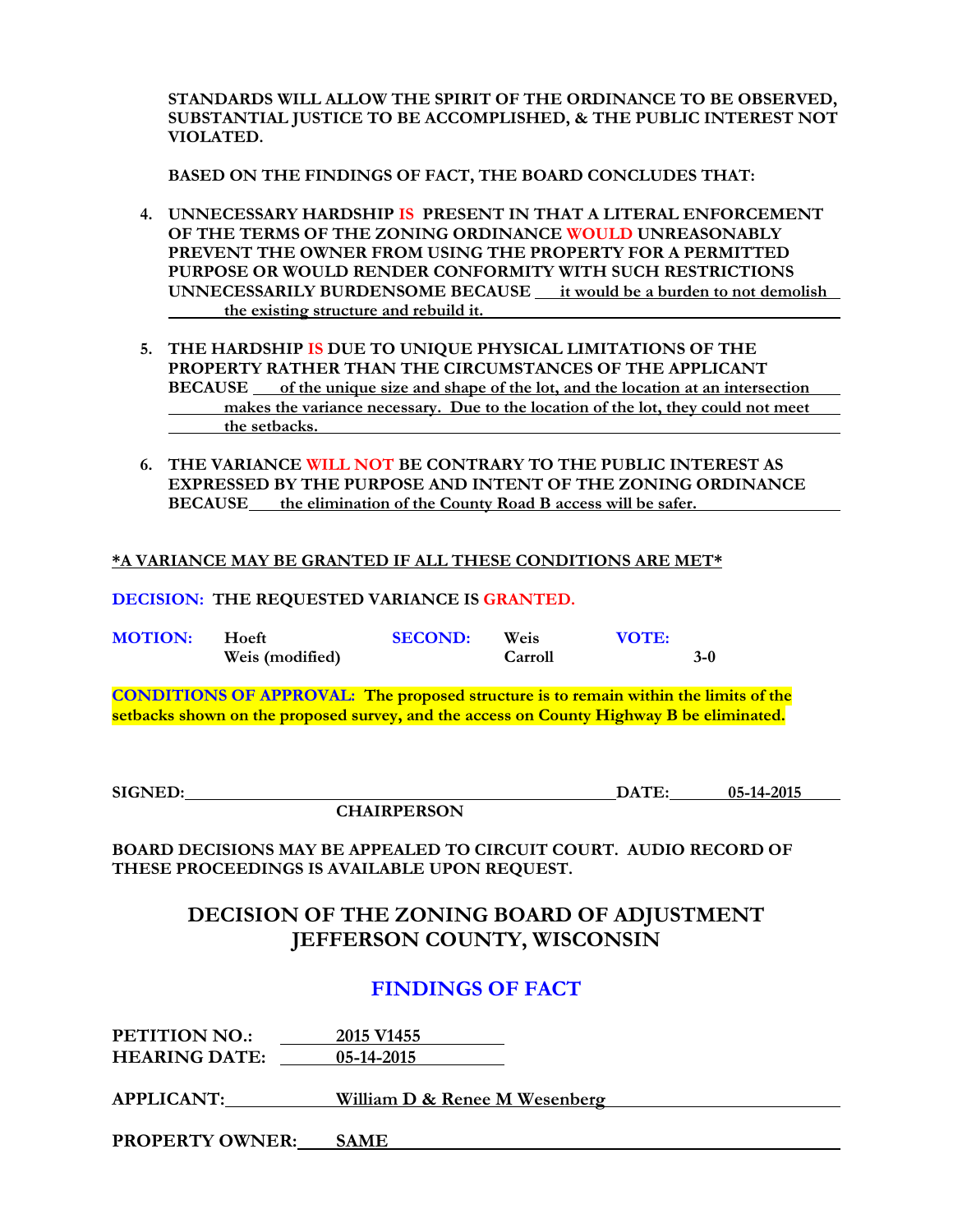**STANDARDS WILL ALLOW THE SPIRIT OF THE ORDINANCE TO BE OBSERVED, SUBSTANTIAL JUSTICE TO BE ACCOMPLISHED, & THE PUBLIC INTEREST NOT VIOLATED.**

**BASED ON THE FINDINGS OF FACT, THE BOARD CONCLUDES THAT:**

4. **UNNECESSARY HARDSHIP IS PRESENT IN THAT A LITERAL ENFORCEMENT OF THE TERMS OF THE ZONING ORDINANCE WOULD UNREASONABLY PREVENT THE OWNER FROM USING THE PROPERTY FOR A PERMITTED PURPOSE OR WOULD RENDER CONFORMITY WITH SUCH RESTRICTIONS UNNECESSARILY BURDENSOME BECAUSE** it would be a burden to not demolish the existing structure and rebuild it.

5. **THE HARDSHIP IS DUE TO UNIQUE PHYSICAL LIMITATIONS OF THE PROPERTY RATHER THAN THE CIRCUMSTANCES OF THE APPLICANT BECAUSE** of the unique size and shape of the lot, and the location at an intersection makes the variance necessary. Due to the location of the lot, they could not meet the setbacks.

6. **THE VARIANCE WILL NOT BE CONTRARY TO THE PUBLIC INTEREST AS EXPRESSED BY THE PURPOSE AND INTENT OF THE ZONING ORDINANCE BECAUSE** the elimination of the County Road B access will be safer.

**\*A VARIANCE MAY BE GRANTED IF ALL THESE CONDITIONS ARE MET\***

**DECISION: THE REQUESTED VARIANCE IS GRANTED.**

| MOTION: | SECOND: | VOTE: |
|---|---|---|
| Hoeft | Weis | |
| Weis (modified) | Carroll | 3-0 |

**CONDITIONS OF APPROVAL: The proposed structure is to remain within the limits of the setbacks shown on the proposed survey, and the access on County Highway B be eliminated.**

**SIGNED:** ______________________ **DATE:** 05-14-2015
**CHAIRPERSON**

**BOARD DECISIONS MAY BE APPEALED TO CIRCUIT COURT. AUDIO RECORD OF THESE PROCEEDINGS IS AVAILABLE UPON REQUEST.**

## DECISION OF THE ZONING BOARD OF ADJUSTMENT JEFFERSON COUNTY, WISCONSIN

## FINDINGS OF FACT

**PETITION NO.:** 2015 V1455
**HEARING DATE:** 05-14-2015

**APPLICANT:** William D & Renee M Wesenberg

**PROPERTY OWNER:** SAME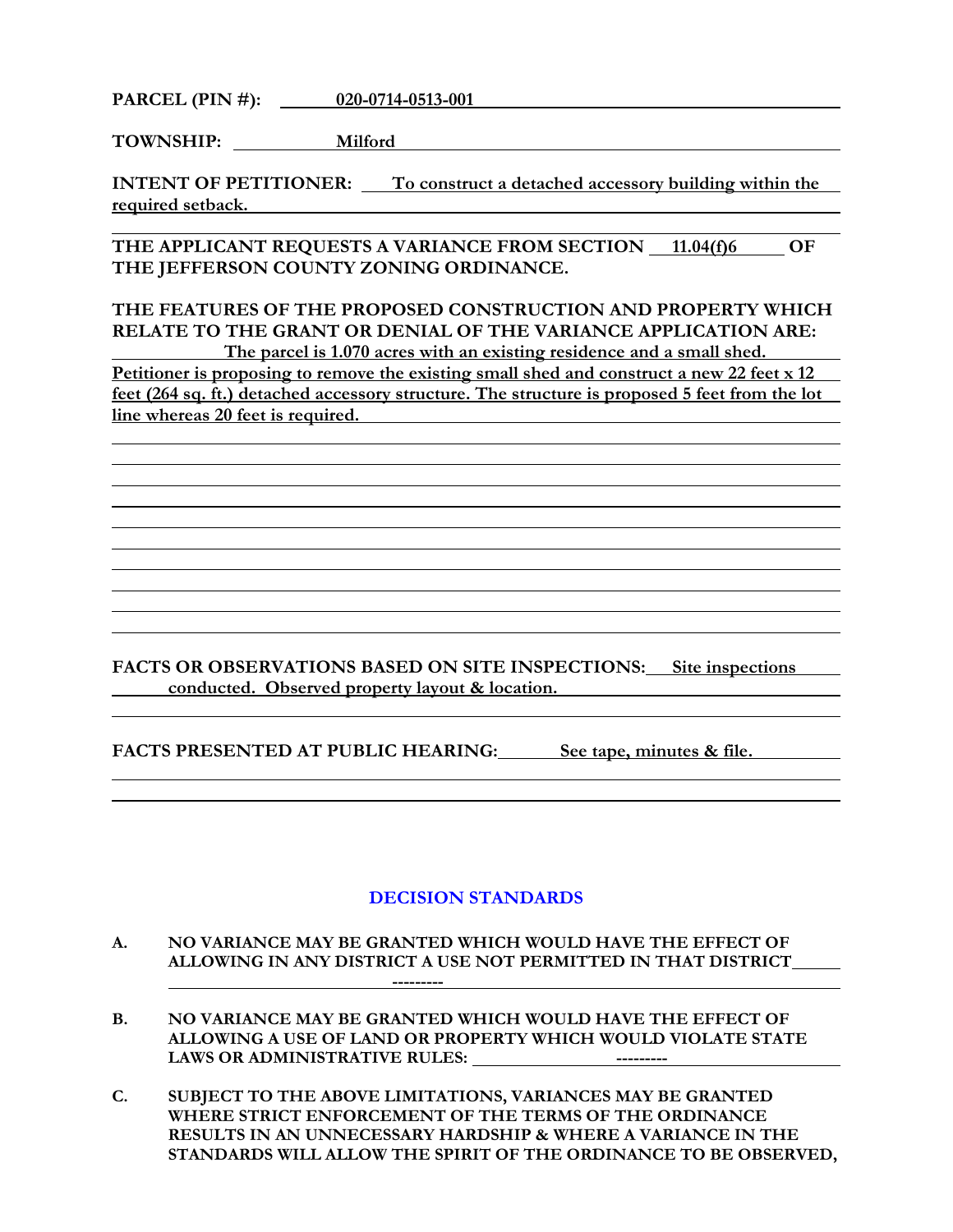**PARCEL (PIN #):** 020-0714-0513-001

**TOWNSHIP:** Milford

**INTENT OF PETITIONER:** To construct a detached accessory building within the required setback.

**THE APPLICANT REQUESTS A VARIANCE FROM SECTION** 11.04(f)6 **OF THE JEFFERSON COUNTY ZONING ORDINANCE.**

**THE FEATURES OF THE PROPOSED CONSTRUCTION AND PROPERTY WHICH RELATE TO THE GRANT OR DENIAL OF THE VARIANCE APPLICATION ARE:** The parcel is 1.070 acres with an existing residence and a small shed. Petitioner is proposing to remove the existing small shed and construct a new 22 feet x 12 feet (264 sq. ft.) detached accessory structure. The structure is proposed 5 feet from the lot line whereas 20 feet is required.

**FACTS OR OBSERVATIONS BASED ON SITE INSPECTIONS:** Site inspections conducted. Observed property layout & location.

**FACTS PRESENTED AT PUBLIC HEARING:** See tape, minutes & file.

## DECISION STANDARDS

**A. NO VARIANCE MAY BE GRANTED WHICH WOULD HAVE THE EFFECT OF ALLOWING IN ANY DISTRICT A USE NOT PERMITTED IN THAT DISTRICT** ---------

**B. NO VARIANCE MAY BE GRANTED WHICH WOULD HAVE THE EFFECT OF ALLOWING A USE OF LAND OR PROPERTY WHICH WOULD VIOLATE STATE LAWS OR ADMINISTRATIVE RULES:** ---------

**C. SUBJECT TO THE ABOVE LIMITATIONS, VARIANCES MAY BE GRANTED WHERE STRICT ENFORCEMENT OF THE TERMS OF THE ORDINANCE RESULTS IN AN UNNECESSARY HARDSHIP & WHERE A VARIANCE IN THE STANDARDS WILL ALLOW THE SPIRIT OF THE ORDINANCE TO BE OBSERVED,**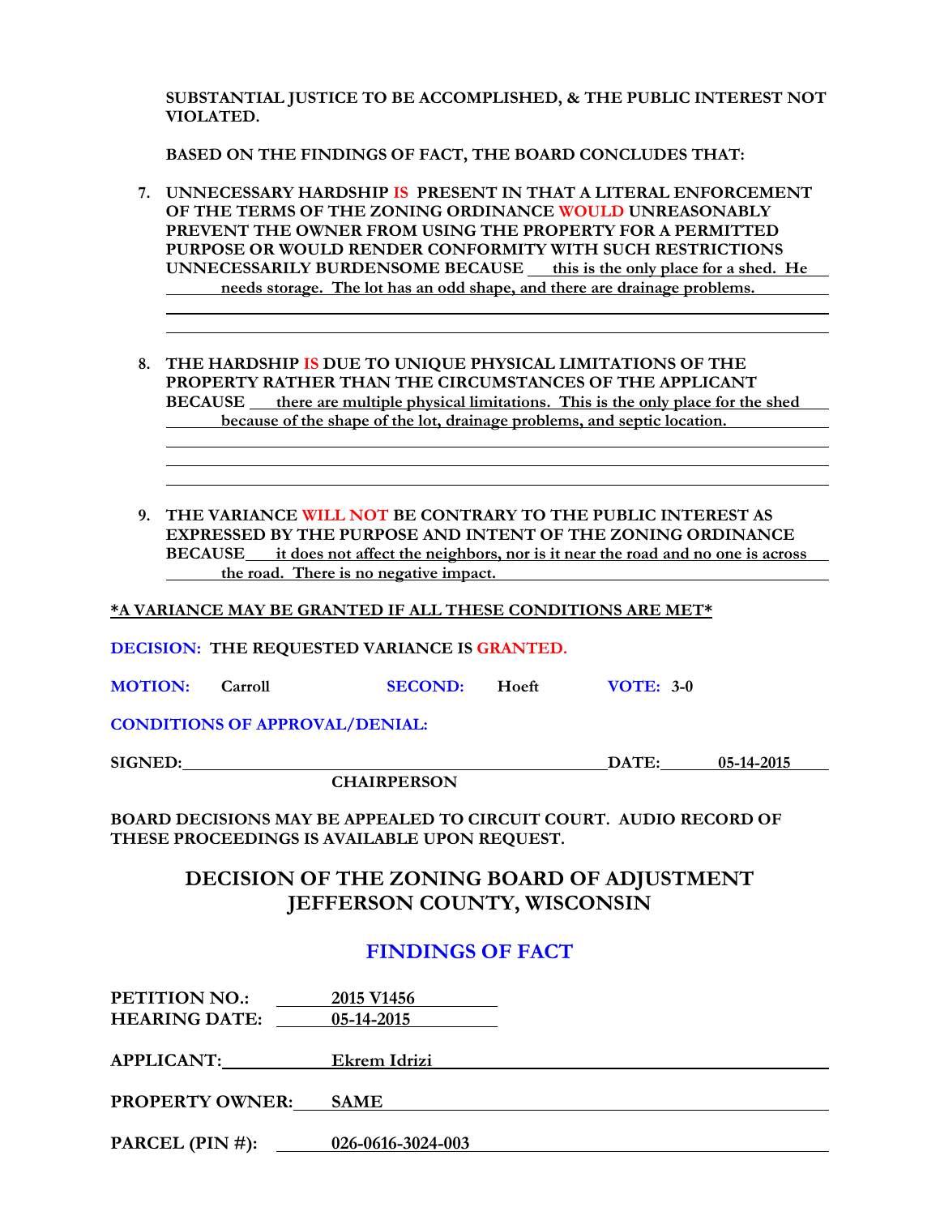**SUBSTANTIAL JUSTICE TO BE ACCOMPLISHED, & THE PUBLIC INTEREST NOT VIOLATED.**

**BASED ON THE FINDINGS OF FACT, THE BOARD CONCLUDES THAT:**

7. **UNNECESSARY HARDSHIP IS PRESENT IN THAT A LITERAL ENFORCEMENT OF THE TERMS OF THE ZONING ORDINANCE WOULD UNREASONABLY PREVENT THE OWNER FROM USING THE PROPERTY FOR A PERMITTED PURPOSE OR WOULD RENDER CONFORMITY WITH SUCH RESTRICTIONS UNNECESSARILY BURDENSOME BECAUSE** this is the only place for a shed. He needs storage. The lot has an odd shape, and there are drainage problems.

8. **THE HARDSHIP IS DUE TO UNIQUE PHYSICAL LIMITATIONS OF THE PROPERTY RATHER THAN THE CIRCUMSTANCES OF THE APPLICANT BECAUSE** there are multiple physical limitations. This is the only place for the shed because of the shape of the lot, drainage problems, and septic location.

9. **THE VARIANCE WILL NOT BE CONTRARY TO THE PUBLIC INTEREST AS EXPRESSED BY THE PURPOSE AND INTENT OF THE ZONING ORDINANCE BECAUSE** it does not affect the neighbors, nor is it near the road and no one is across the road. There is no negative impact.

***A VARIANCE MAY BE GRANTED IF ALL THESE CONDITIONS ARE MET***

**DECISION: THE REQUESTED VARIANCE IS GRANTED.**

**MOTION:** Carroll **SECOND:** Hoeft **VOTE:** 3-0

**CONDITIONS OF APPROVAL/DENIAL:**

**SIGNED:** ______________________ **DATE:** 05-14-2015
**CHAIRPERSON**

**BOARD DECISIONS MAY BE APPEALED TO CIRCUIT COURT. AUDIO RECORD OF THESE PROCEEDINGS IS AVAILABLE UPON REQUEST.**

## DECISION OF THE ZONING BOARD OF ADJUSTMENT JEFFERSON COUNTY, WISCONSIN

## FINDINGS OF FACT

**PETITION NO.:** 2015 V1456
**HEARING DATE:** 05-14-2015

**APPLICANT:** Ekrem Idrizi

**PROPERTY OWNER:** SAME

**PARCEL (PIN #):** 026-0616-3024-003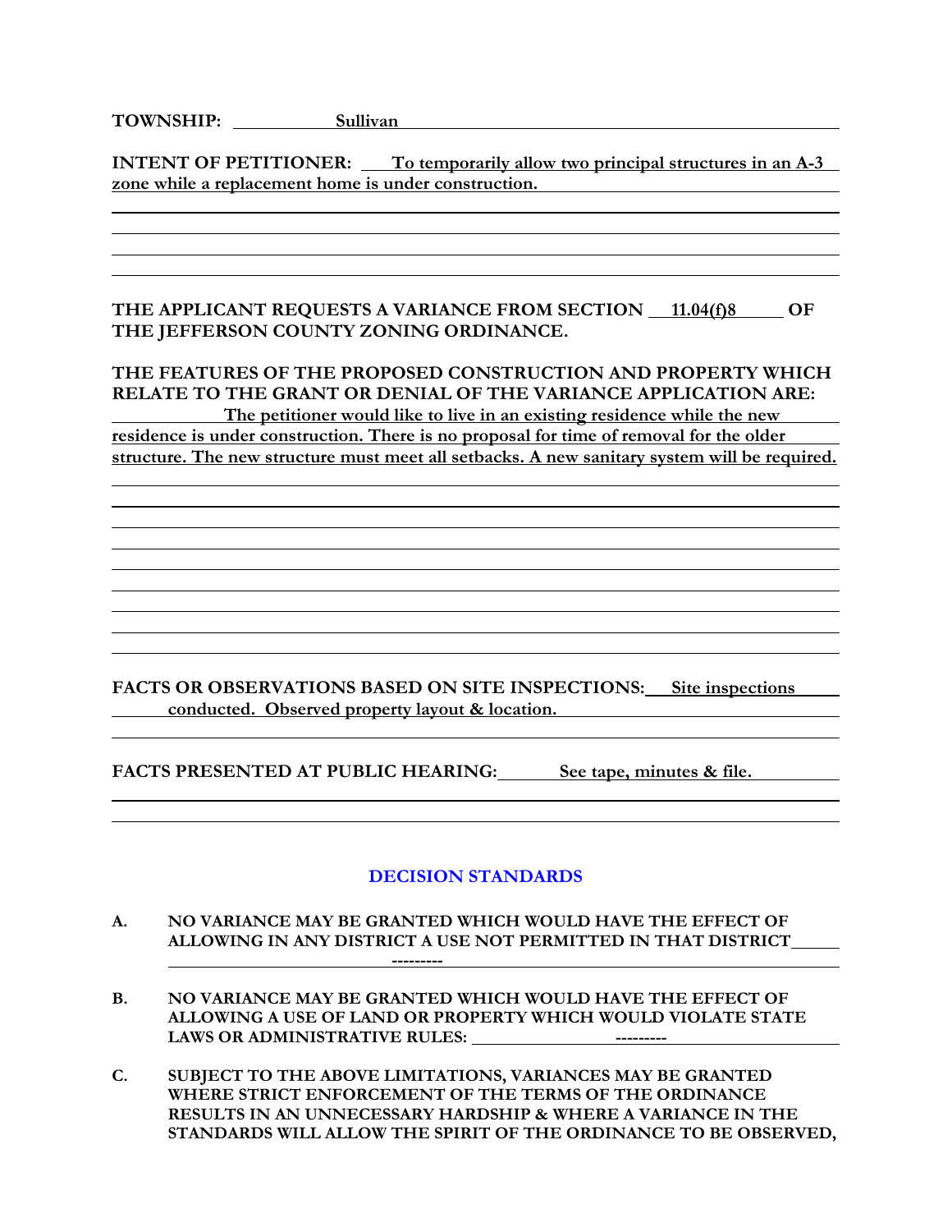**TOWNSHIP:** Sullivan

**INTENT OF PETITIONER:** To temporarily allow two principal structures in an A-3 zone while a replacement home is under construction.

**THE APPLICANT REQUESTS A VARIANCE FROM SECTION** 11.04(f)8 **OF THE JEFFERSON COUNTY ZONING ORDINANCE.**

**THE FEATURES OF THE PROPOSED CONSTRUCTION AND PROPERTY WHICH RELATE TO THE GRANT OR DENIAL OF THE VARIANCE APPLICATION ARE:**

The petitioner would like to live in an existing residence while the new residence is under construction. There is no proposal for time of removal for the older structure. The new structure must meet all setbacks. A new sanitary system will be required.

**FACTS OR OBSERVATIONS BASED ON SITE INSPECTIONS:** Site inspections conducted. Observed property layout & location.

**FACTS PRESENTED AT PUBLIC HEARING:** See tape, minutes & file.

## DECISION STANDARDS

**A. NO VARIANCE MAY BE GRANTED WHICH WOULD HAVE THE EFFECT OF ALLOWING IN ANY DISTRICT A USE NOT PERMITTED IN THAT DISTRICT** ---------

**B. NO VARIANCE MAY BE GRANTED WHICH WOULD HAVE THE EFFECT OF ALLOWING A USE OF LAND OR PROPERTY WHICH WOULD VIOLATE STATE LAWS OR ADMINISTRATIVE RULES:** ---------

**C. SUBJECT TO THE ABOVE LIMITATIONS, VARIANCES MAY BE GRANTED WHERE STRICT ENFORCEMENT OF THE TERMS OF THE ORDINANCE RESULTS IN AN UNNECESSARY HARDSHIP & WHERE A VARIANCE IN THE STANDARDS WILL ALLOW THE SPIRIT OF THE ORDINANCE TO BE OBSERVED,**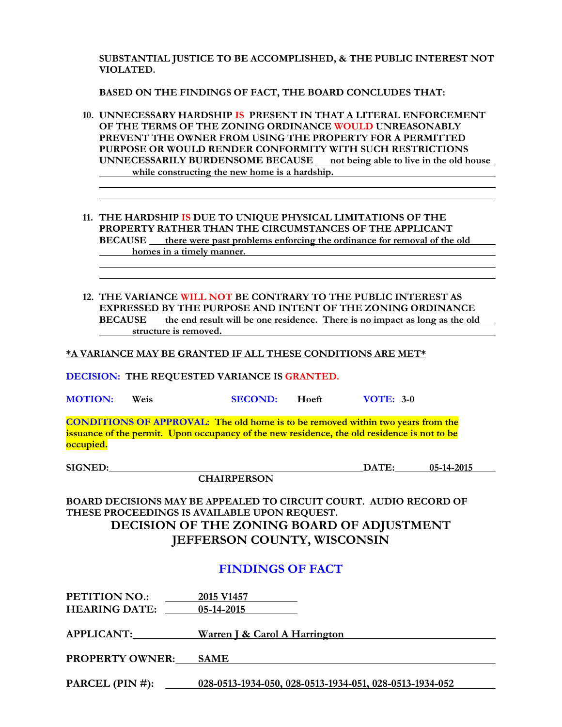**SUBSTANTIAL JUSTICE TO BE ACCOMPLISHED, & THE PUBLIC INTEREST NOT VIOLATED.**

**BASED ON THE FINDINGS OF FACT, THE BOARD CONCLUDES THAT:**

10. **UNNECESSARY HARDSHIP IS PRESENT IN THAT A LITERAL ENFORCEMENT OF THE TERMS OF THE ZONING ORDINANCE WOULD UNREASONABLY PREVENT THE OWNER FROM USING THE PROPERTY FOR A PERMITTED PURPOSE OR WOULD RENDER CONFORMITY WITH SUCH RESTRICTIONS UNNECESSARILY BURDENSOME BECAUSE** not being able to live in the old house while constructing the new home is a hardship.

11. **THE HARDSHIP IS DUE TO UNIQUE PHYSICAL LIMITATIONS OF THE PROPERTY RATHER THAN THE CIRCUMSTANCES OF THE APPLICANT BECAUSE** there were past problems enforcing the ordinance for removal of the old homes in a timely manner.

12. **THE VARIANCE WILL NOT BE CONTRARY TO THE PUBLIC INTEREST AS EXPRESSED BY THE PURPOSE AND INTENT OF THE ZONING ORDINANCE BECAUSE** the end result will be one residence. There is no impact as long as the old structure is removed.

**\*A VARIANCE MAY BE GRANTED IF ALL THESE CONDITIONS ARE MET\***

**DECISION: THE REQUESTED VARIANCE IS GRANTED.**

**MOTION:** Weis **SECOND:** Hoeft **VOTE:** 3-0

**CONDITIONS OF APPROVAL: The old home is to be removed within two years from the issuance of the permit. Upon occupancy of the new residence, the old residence is not to be occupied.**

**SIGNED:** ______________________ **DATE:** 05-14-2015
**CHAIRPERSON**

**BOARD DECISIONS MAY BE APPEALED TO CIRCUIT COURT. AUDIO RECORD OF THESE PROCEEDINGS IS AVAILABLE UPON REQUEST.**

# DECISION OF THE ZONING BOARD OF ADJUSTMENT
# JEFFERSON COUNTY, WISCONSIN

## FINDINGS OF FACT

**PETITION NO.:** 2015 V1457
**HEARING DATE:** 05-14-2015

**APPLICANT:** Warren J & Carol A Harrington

**PROPERTY OWNER:** SAME

**PARCEL (PIN #):** 028-0513-1934-050, 028-0513-1934-051, 028-0513-1934-052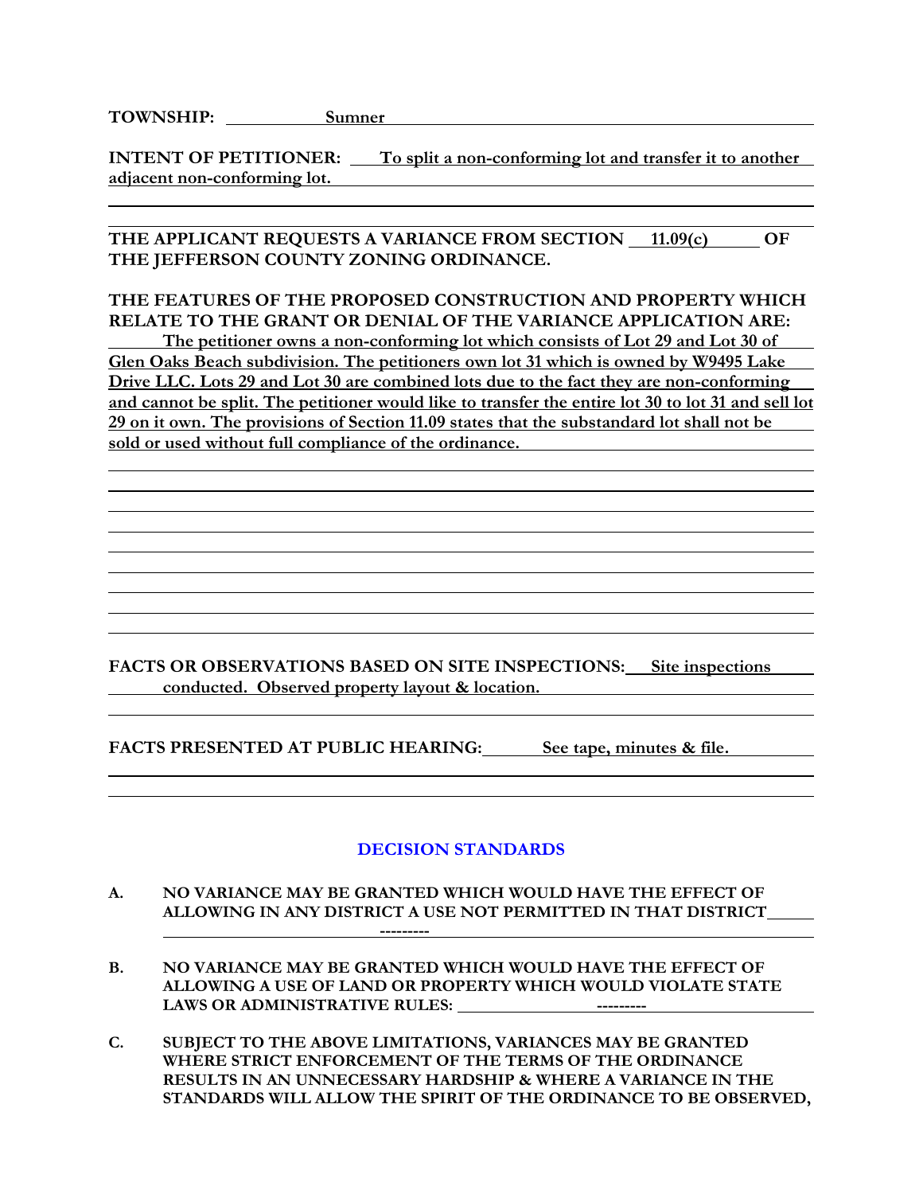**TOWNSHIP:** Sumner

**INTENT OF PETITIONER:** To split a non-conforming lot and transfer it to another adjacent non-conforming lot.

**THE APPLICANT REQUESTS A VARIANCE FROM SECTION** 11.09(c) **OF THE JEFFERSON COUNTY ZONING ORDINANCE.**

**THE FEATURES OF THE PROPOSED CONSTRUCTION AND PROPERTY WHICH RELATE TO THE GRANT OR DENIAL OF THE VARIANCE APPLICATION ARE:**

The petitioner owns a non-conforming lot which consists of Lot 29 and Lot 30 of Glen Oaks Beach subdivision. The petitioners own lot 31 which is owned by W9495 Lake Drive LLC. Lots 29 and Lot 30 are combined lots due to the fact they are non-conforming and cannot be split. The petitioner would like to transfer the entire lot 30 to lot 31 and sell lot 29 on it own. The provisions of Section 11.09 states that the substandard lot shall not be sold or used without full compliance of the ordinance.

**FACTS OR OBSERVATIONS BASED ON SITE INSPECTIONS:** Site inspections conducted. Observed property layout & location.

**FACTS PRESENTED AT PUBLIC HEARING:** See tape, minutes & file.

## DECISION STANDARDS

**A.** **NO VARIANCE MAY BE GRANTED WHICH WOULD HAVE THE EFFECT OF ALLOWING IN ANY DISTRICT A USE NOT PERMITTED IN THAT DISTRICT** ---------

**B.** **NO VARIANCE MAY BE GRANTED WHICH WOULD HAVE THE EFFECT OF ALLOWING A USE OF LAND OR PROPERTY WHICH WOULD VIOLATE STATE LAWS OR ADMINISTRATIVE RULES:** ---------

**C.** **SUBJECT TO THE ABOVE LIMITATIONS, VARIANCES MAY BE GRANTED WHERE STRICT ENFORCEMENT OF THE TERMS OF THE ORDINANCE RESULTS IN AN UNNECESSARY HARDSHIP & WHERE A VARIANCE IN THE STANDARDS WILL ALLOW THE SPIRIT OF THE ORDINANCE TO BE OBSERVED,**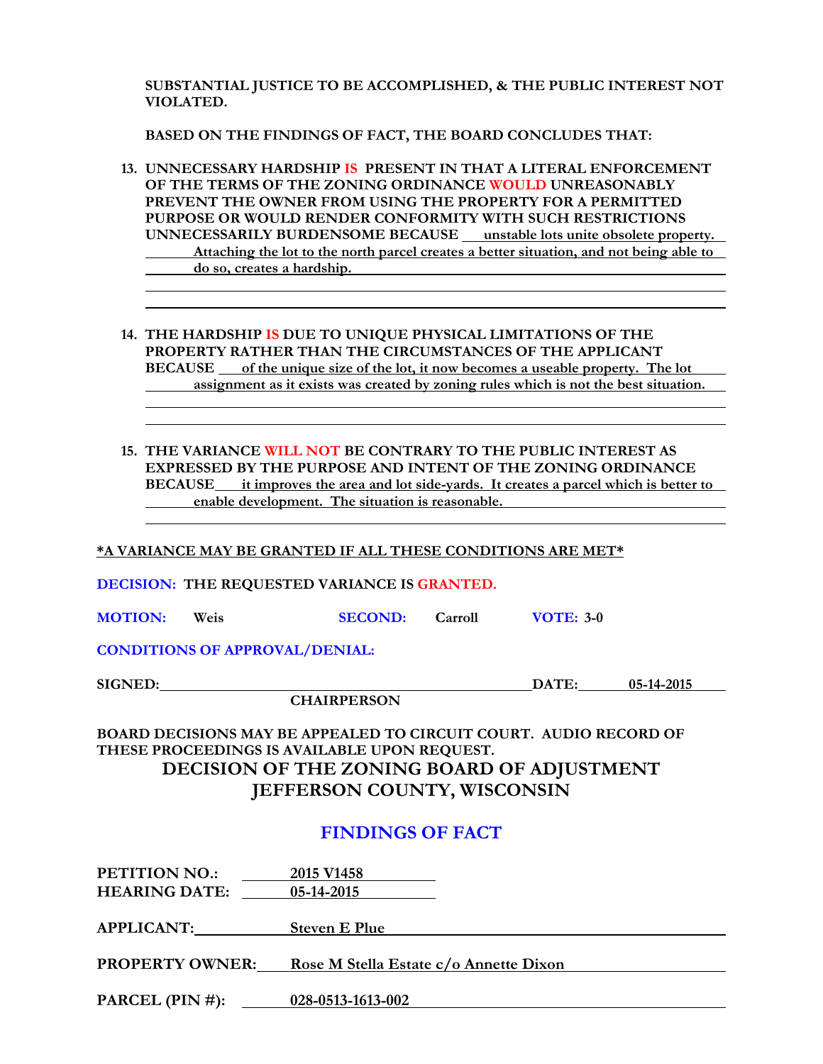**SUBSTANTIAL JUSTICE TO BE ACCOMPLISHED, & THE PUBLIC INTEREST NOT VIOLATED.**

**BASED ON THE FINDINGS OF FACT, THE BOARD CONCLUDES THAT:**

13. **UNNECESSARY HARDSHIP IS PRESENT IN THAT A LITERAL ENFORCEMENT OF THE TERMS OF THE ZONING ORDINANCE WOULD UNREASONABLY PREVENT THE OWNER FROM USING THE PROPERTY FOR A PERMITTED PURPOSE OR WOULD RENDER CONFORMITY WITH SUCH RESTRICTIONS UNNECESSARILY BURDENSOME BECAUSE** unstable lots unite obsolete property. Attaching the lot to the north parcel creates a better situation, and not being able to do so, creates a hardship.

14. **THE HARDSHIP IS DUE TO UNIQUE PHYSICAL LIMITATIONS OF THE PROPERTY RATHER THAN THE CIRCUMSTANCES OF THE APPLICANT BECAUSE** of the unique size of the lot, it now becomes a useable property. The lot assignment as it exists was created by zoning rules which is not the best situation.

15. **THE VARIANCE WILL NOT BE CONTRARY TO THE PUBLIC INTEREST AS EXPRESSED BY THE PURPOSE AND INTENT OF THE ZONING ORDINANCE BECAUSE** it improves the area and lot side-yards. It creates a parcel which is better to enable development. The situation is reasonable.

**\*A VARIANCE MAY BE GRANTED IF ALL THESE CONDITIONS ARE MET\***

**DECISION: THE REQUESTED VARIANCE IS GRANTED.**

**MOTION:** Weis **SECOND:** Carroll **VOTE:** 3-0

**CONDITIONS OF APPROVAL/DENIAL:**

**SIGNED:** ______________________ **DATE:** 05-14-2015
**CHAIRPERSON**

**BOARD DECISIONS MAY BE APPEALED TO CIRCUIT COURT. AUDIO RECORD OF THESE PROCEEDINGS IS AVAILABLE UPON REQUEST.**

# DECISION OF THE ZONING BOARD OF ADJUSTMENT JEFFERSON COUNTY, WISCONSIN

## FINDINGS OF FACT

**PETITION NO.:** 2015 V1458
**HEARING DATE:** 05-14-2015

**APPLICANT:** Steven E Plue

**PROPERTY OWNER:** Rose M Stella Estate c/o Annette Dixon

**PARCEL (PIN #):** 028-0513-1613-002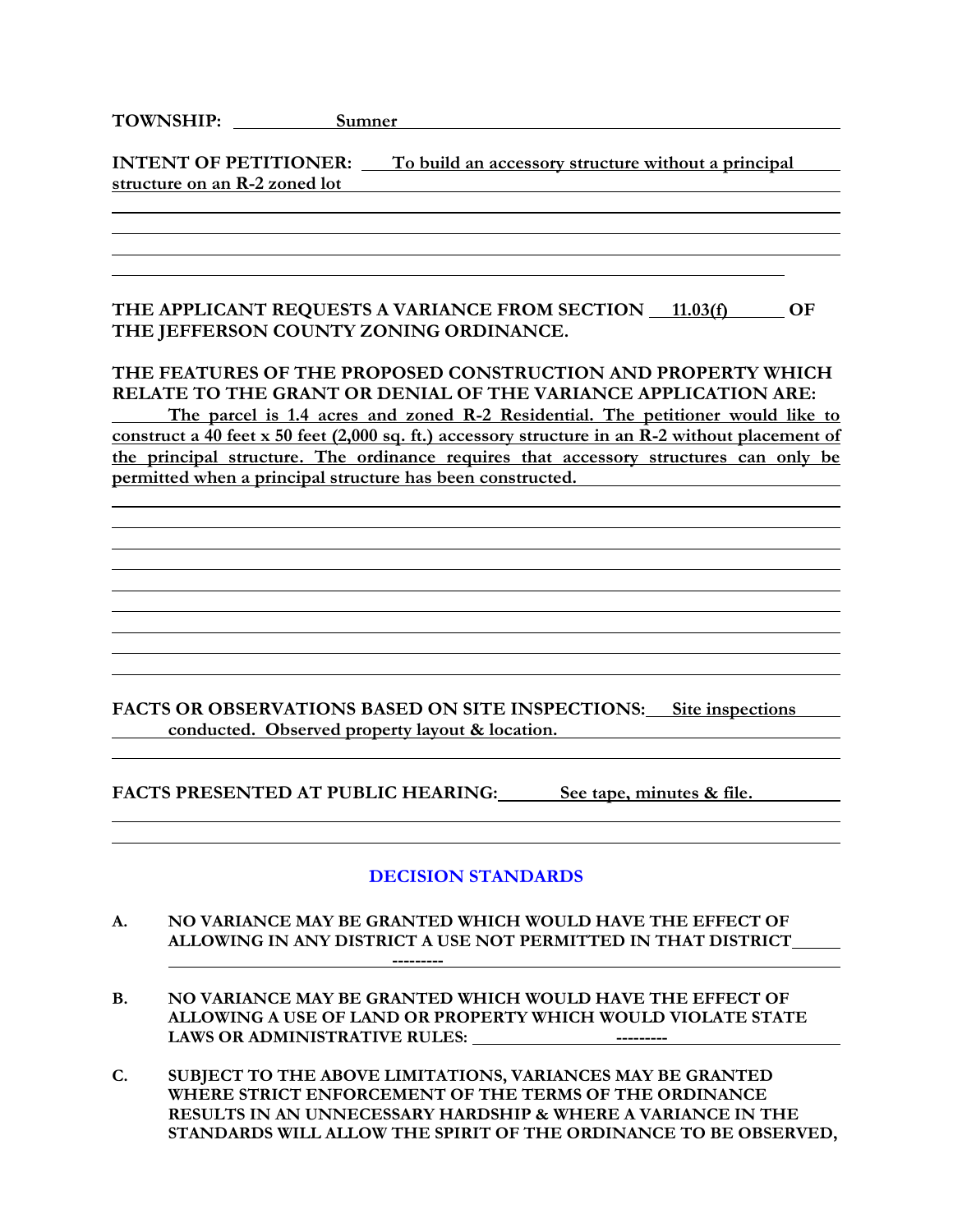**TOWNSHIP:** Sumner

**INTENT OF PETITIONER:** To build an accessory structure without a principal structure on an R-2 zoned lot

**THE APPLICANT REQUESTS A VARIANCE FROM SECTION** 11.03(f) **OF THE JEFFERSON COUNTY ZONING ORDINANCE.**

**THE FEATURES OF THE PROPOSED CONSTRUCTION AND PROPERTY WHICH RELATE TO THE GRANT OR DENIAL OF THE VARIANCE APPLICATION ARE:**

The parcel is 1.4 acres and zoned R-2 Residential. The petitioner would like to construct a 40 feet x 50 feet (2,000 sq. ft.) accessory structure in an R-2 without placement of the principal structure. The ordinance requires that accessory structures can only be permitted when a principal structure has been constructed.

**FACTS OR OBSERVATIONS BASED ON SITE INSPECTIONS:** Site inspections conducted. Observed property layout & location.

**FACTS PRESENTED AT PUBLIC HEARING:** See tape, minutes & file.

## DECISION STANDARDS

**A. NO VARIANCE MAY BE GRANTED WHICH WOULD HAVE THE EFFECT OF ALLOWING IN ANY DISTRICT A USE NOT PERMITTED IN THAT DISTRICT**

---------

**B. NO VARIANCE MAY BE GRANTED WHICH WOULD HAVE THE EFFECT OF ALLOWING A USE OF LAND OR PROPERTY WHICH WOULD VIOLATE STATE LAWS OR ADMINISTRATIVE RULES:** ---------

**C. SUBJECT TO THE ABOVE LIMITATIONS, VARIANCES MAY BE GRANTED WHERE STRICT ENFORCEMENT OF THE TERMS OF THE ORDINANCE RESULTS IN AN UNNECESSARY HARDSHIP & WHERE A VARIANCE IN THE STANDARDS WILL ALLOW THE SPIRIT OF THE ORDINANCE TO BE OBSERVED,**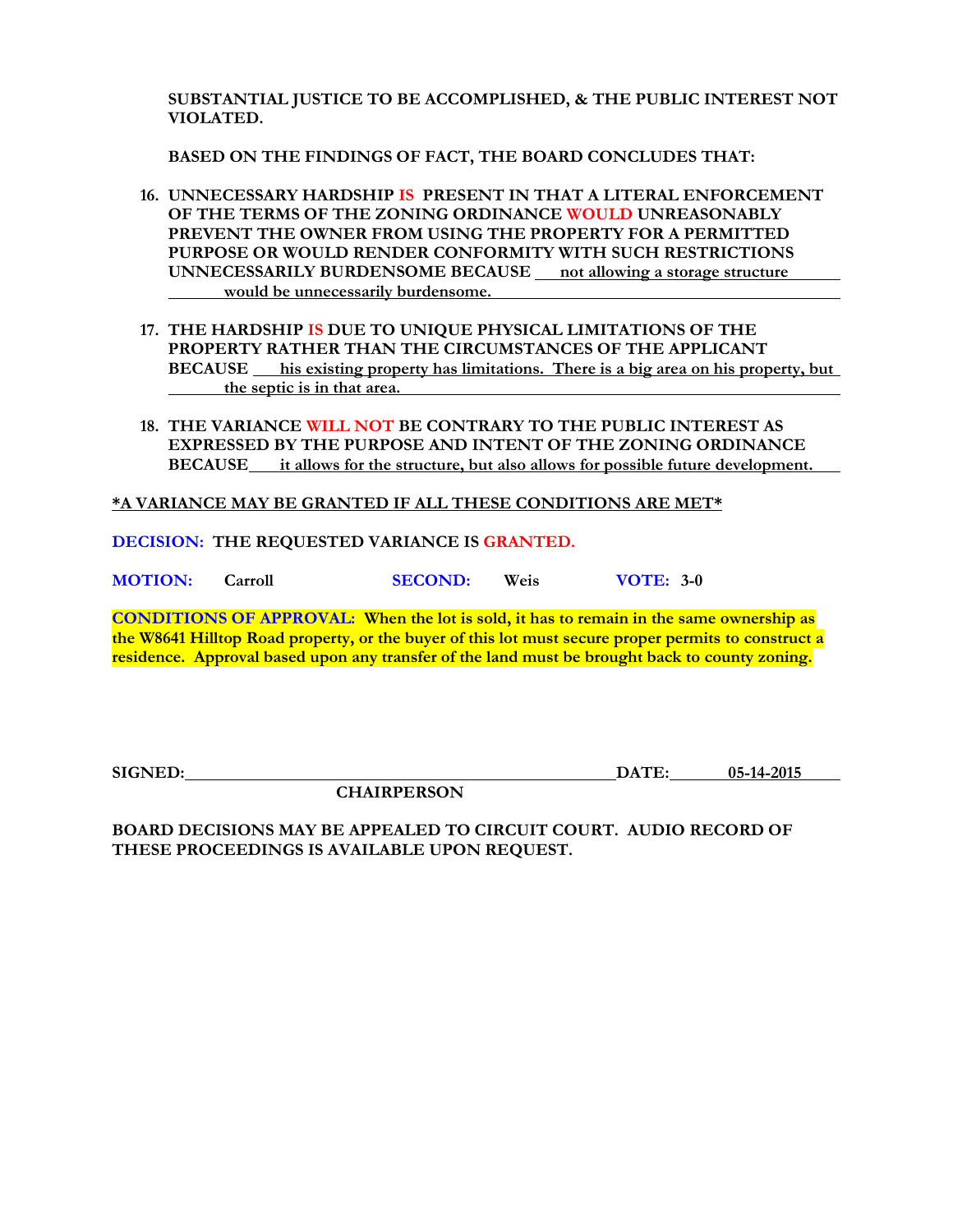**SUBSTANTIAL JUSTICE TO BE ACCOMPLISHED, & THE PUBLIC INTEREST NOT VIOLATED.**

**BASED ON THE FINDINGS OF FACT, THE BOARD CONCLUDES THAT:**

16. **UNNECESSARY HARDSHIP IS PRESENT IN THAT A LITERAL ENFORCEMENT OF THE TERMS OF THE ZONING ORDINANCE WOULD UNREASONABLY PREVENT THE OWNER FROM USING THE PROPERTY FOR A PERMITTED PURPOSE OR WOULD RENDER CONFORMITY WITH SUCH RESTRICTIONS UNNECESSARILY BURDENSOME BECAUSE** not allowing a storage structure would be unnecessarily burdensome.

17. **THE HARDSHIP IS DUE TO UNIQUE PHYSICAL LIMITATIONS OF THE PROPERTY RATHER THAN THE CIRCUMSTANCES OF THE APPLICANT BECAUSE** his existing property has limitations. There is a big area on his property, but the septic is in that area.

18. **THE VARIANCE WILL NOT BE CONTRARY TO THE PUBLIC INTEREST AS EXPRESSED BY THE PURPOSE AND INTENT OF THE ZONING ORDINANCE BECAUSE** it allows for the structure, but also allows for possible future development.

***A VARIANCE MAY BE GRANTED IF ALL THESE CONDITIONS ARE MET***

**DECISION: THE REQUESTED VARIANCE IS GRANTED.**

**MOTION:** Carroll **SECOND:** Weis **VOTE:** 3-0

**CONDITIONS OF APPROVAL: When the lot is sold, it has to remain in the same ownership as the W8641 Hilltop Road property, or the buyer of this lot must secure proper permits to construct a residence. Approval based upon any transfer of the land must be brought back to county zoning.**

**SIGNED:** ______________________________ **DATE:** 05-14-2015

**CHAIRPERSON**

**BOARD DECISIONS MAY BE APPEALED TO CIRCUIT COURT. AUDIO RECORD OF THESE PROCEEDINGS IS AVAILABLE UPON REQUEST.**